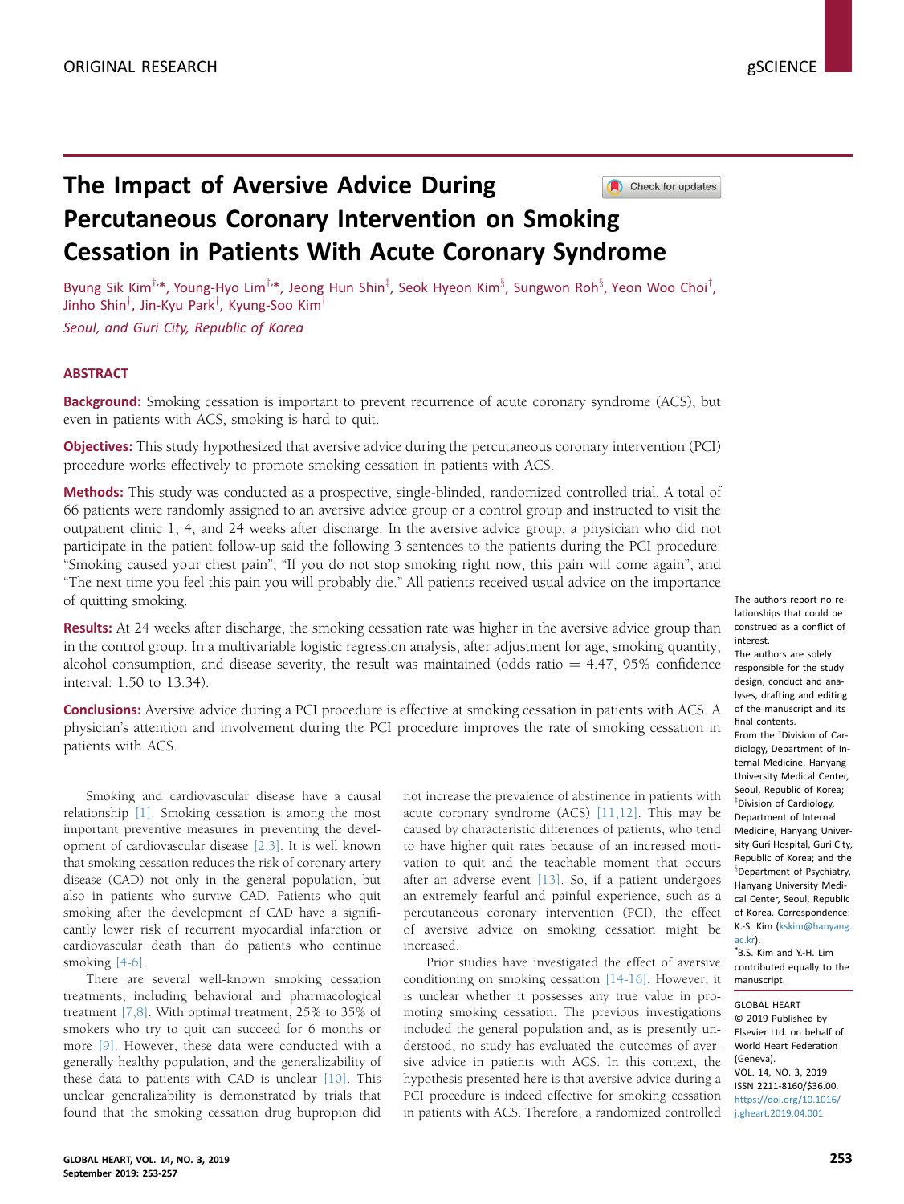ORIGINAL RESEARCH

# The Impact of Aversive Advice During Percutaneous Coronary Intervention on Smoking Cessation in Patients With Acute Coronary Syndrome

Byung Sik Kim[†,*], Young-Hyo Lim[†,*], Jeong Hun Shin[‡], Seok Hyeon Kim[§], Sungwon Roh[§], Yeon Woo Choi[†], Jinho Shin[†], Jin-Kyu Park[†], Kyung-Soo Kim[†]

*Seoul, and Guri City, Republic of Korea*

## ABSTRACT

**Background:** Smoking cessation is important to prevent recurrence of acute coronary syndrome (ACS), but even in patients with ACS, smoking is hard to quit.

**Objectives:** This study hypothesized that aversive advice during the percutaneous coronary intervention (PCI) procedure works effectively to promote smoking cessation in patients with ACS.

**Methods:** This study was conducted as a prospective, single-blinded, randomized controlled trial. A total of 66 patients were randomly assigned to an aversive advice group or a control group and instructed to visit the outpatient clinic 1, 4, and 24 weeks after discharge. In the aversive advice group, a physician who did not participate in the patient follow-up said the following 3 sentences to the patients during the PCI procedure: "Smoking caused your chest pain"; "If you do not stop smoking right now, this pain will come again"; and "The next time you feel this pain you will probably die." All patients received usual advice on the importance of quitting smoking.

**Results:** At 24 weeks after discharge, the smoking cessation rate was higher in the aversive advice group than in the control group. In a multivariable logistic regression analysis, after adjustment for age, smoking quantity, alcohol consumption, and disease severity, the result was maintained (odds ratio = 4.47, 95% confidence interval: 1.50 to 13.34).

**Conclusions:** Aversive advice during a PCI procedure is effective at smoking cessation in patients with ACS. A physician's attention and involvement during the PCI procedure improves the rate of smoking cessation in patients with ACS.

Smoking and cardiovascular disease have a causal relationship [1]. Smoking cessation is among the most important preventive measures in preventing the development of cardiovascular disease [2,3]. It is well known that smoking cessation reduces the risk of coronary artery disease (CAD) not only in the general population, but also in patients who survive CAD. Patients who quit smoking after the development of CAD have a significantly lower risk of recurrent myocardial infarction or cardiovascular death than do patients who continue smoking [4-6].

There are several well-known smoking cessation treatments, including behavioral and pharmacological treatment [7,8]. With optimal treatment, 25% to 35% of smokers who try to quit can succeed for 6 months or more [9]. However, these data were conducted with a generally healthy population, and the generalizability of these data to patients with CAD is unclear [10]. This unclear generalizability is demonstrated by trials that found that the smoking cessation drug bupropion did not increase the prevalence of abstinence in patients with acute coronary syndrome (ACS) [11,12]. This may be caused by characteristic differences of patients, who tend to have higher quit rates because of an increased motivation to quit and the teachable moment that occurs after an adverse event [13]. So, if a patient undergoes an extremely fearful and painful experience, such as a percutaneous coronary intervention (PCI), the effect of aversive advice on smoking cessation might be increased.

Prior studies have investigated the effect of aversive conditioning on smoking cessation [14-16]. However, it is unclear whether it possesses any true value in promoting smoking cessation. The previous investigations included the general population and, as is presently understood, no study has evaluated the outcomes of aversive advice in patients with ACS. In this context, the hypothesis presented here is that aversive advice during a PCI procedure is indeed effective for smoking cessation in patients with ACS. Therefore, a randomized controlled

The authors report no relationships that could be construed as a conflict of interest.

The authors are solely responsible for the study design, conduct and analyses, drafting and editing of the manuscript and its final contents.

From the [†]Division of Cardiology, Department of Internal Medicine, Hanyang University Medical Center, Seoul, Republic of Korea; [‡]Division of Cardiology, Department of Internal Medicine, Hanyang University Guri Hospital, Guri City, Republic of Korea; and the [§]Department of Psychiatry, Hanyang University Medical Center, Seoul, Republic of Korea. Correspondence: K.-S. Kim (kskim@hanyang.ac.kr).

[*]B.S. Kim and Y.-H. Lim contributed equally to the manuscript.

GLOBAL HEART
© 2019 Published by Elsevier Ltd. on behalf of World Heart Federation (Geneva).
VOL. 14, NO. 3, 2019
ISSN 2211-8160/$36.00.
https://doi.org/10.1016/j.gheart.2019.04.001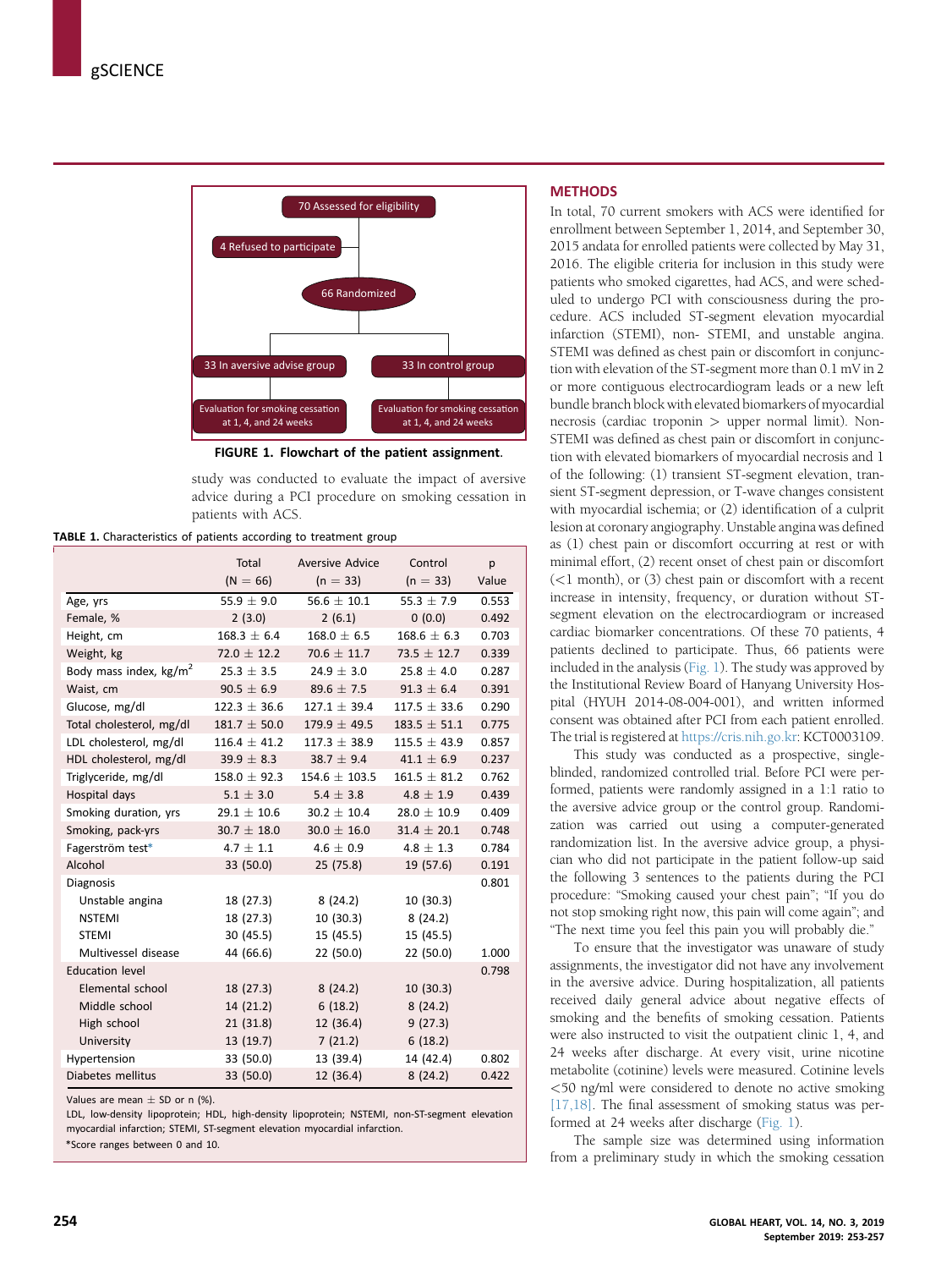FIGURE 1. Flowchart of the patient assignment.

study was conducted to evaluate the impact of aversive advice during a PCI procedure on smoking cessation in patients with ACS.

TABLE 1. Characteristics of patients according to treatment group

| | Total (N = 66) | Aversive Advice (n = 33) | Control (n = 33) | p Value |
|---|---|---|---|---|
| Age, yrs | 55.9 ± 9.0 | 56.6 ± 10.1 | 55.3 ± 7.9 | 0.553 |
| Female, % | 2 (3.0) | 2 (6.1) | 0 (0.0) | 0.492 |
| Height, cm | 168.3 ± 6.4 | 168.0 ± 6.5 | 168.6 ± 6.3 | 0.703 |
| Weight, kg | 72.0 ± 12.2 | 70.6 ± 11.7 | 73.5 ± 12.7 | 0.339 |
| Body mass index, kg/m$^2$ | 25.3 ± 3.5 | 24.9 ± 3.0 | 25.8 ± 4.0 | 0.287 |
| Waist, cm | 90.5 ± 6.9 | 89.6 ± 7.5 | 91.3 ± 6.4 | 0.391 |
| Glucose, mg/dl | 122.3 ± 36.6 | 127.1 ± 39.4 | 117.5 ± 33.6 | 0.290 |
| Total cholesterol, mg/dl | 181.7 ± 50.0 | 179.9 ± 49.5 | 183.5 ± 51.1 | 0.775 |
| LDL cholesterol, mg/dl | 116.4 ± 41.2 | 117.3 ± 38.9 | 115.5 ± 43.9 | 0.857 |
| HDL cholesterol, mg/dl | 39.9 ± 8.3 | 38.7 ± 9.4 | 41.1 ± 6.9 | 0.237 |
| Triglyceride, mg/dl | 158.0 ± 92.3 | 154.6 ± 103.5 | 161.5 ± 81.2 | 0.762 |
| Hospital days | 5.1 ± 3.0 | 5.4 ± 3.8 | 4.8 ± 1.9 | 0.439 |
| Smoking duration, yrs | 29.1 ± 10.6 | 30.2 ± 10.4 | 28.0 ± 10.9 | 0.409 |
| Smoking, pack-yrs | 30.7 ± 18.0 | 30.0 ± 16.0 | 31.4 ± 20.1 | 0.748 |
| Fagerström test* | 4.7 ± 1.1 | 4.6 ± 0.9 | 4.8 ± 1.3 | 0.784 |
| Alcohol | 33 (50.0) | 25 (75.8) | 19 (57.6) | 0.191 |
| Diagnosis | | | | 0.801 |
| Unstable angina | 18 (27.3) | 8 (24.2) | 10 (30.3) | |
| NSTEMI | 18 (27.3) | 10 (30.3) | 8 (24.2) | |
| STEMI | 30 (45.5) | 15 (45.5) | 15 (45.5) | |
| Multivessel disease | 44 (66.6) | 22 (50.0) | 22 (50.0) | 1.000 |
| Education level | | | | 0.798 |
| Elemental school | 18 (27.3) | 8 (24.2) | 10 (30.3) | |
| Middle school | 14 (21.2) | 6 (18.2) | 8 (24.2) | |
| High school | 21 (31.8) | 12 (36.4) | 9 (27.3) | |
| University | 13 (19.7) | 7 (21.2) | 6 (18.2) | |
| Hypertension | 33 (50.0) | 13 (39.4) | 14 (42.4) | 0.802 |
| Diabetes mellitus | 33 (50.0) | 12 (36.4) | 8 (24.2) | 0.422 |

Values are mean ± SD or n (%).

LDL, low-density lipoprotein; HDL, high-density lipoprotein; NSTEMI, non-ST-segment elevation myocardial infarction; STEMI, ST-segment elevation myocardial infarction.

*Score ranges between 0 and 10.

## METHODS

In total, 70 current smokers with ACS were identified for enrollment between September 1, 2014, and September 30, 2015 andata for enrolled patients were collected by May 31, 2016. The eligible criteria for inclusion in this study were patients who smoked cigarettes, had ACS, and were scheduled to undergo PCI with consciousness during the procedure. ACS included ST-segment elevation myocardial infarction (STEMI), non- STEMI, and unstable angina. STEMI was defined as chest pain or discomfort in conjunction with elevation of the ST-segment more than 0.1 mV in 2 or more contiguous electrocardiogram leads or a new left bundle branch block with elevated biomarkers of myocardial necrosis (cardiac troponin > upper normal limit). Non-STEMI was defined as chest pain or discomfort in conjunction with elevated biomarkers of myocardial necrosis and 1 of the following: (1) transient ST-segment elevation, transient ST-segment depression, or T-wave changes consistent with myocardial ischemia; or (2) identification of a culprit lesion at coronary angiography. Unstable angina was defined as (1) chest pain or discomfort occurring at rest or with minimal effort, (2) recent onset of chest pain or discomfort (<1 month), or (3) chest pain or discomfort with a recent increase in intensity, frequency, or duration without ST-segment elevation on the electrocardiogram or increased cardiac biomarker concentrations. Of these 70 patients, 4 patients declined to participate. Thus, 66 patients were included in the analysis (Fig. 1). The study was approved by the Institutional Review Board of Hanyang University Hospital (HYUH 2014-08-004-001), and written informed consent was obtained after PCI from each patient enrolled. The trial is registered at https://cris.nih.go.kr: KCT0003109.

This study was conducted as a prospective, single-blinded, randomized controlled trial. Before PCI were performed, patients were randomly assigned in a 1:1 ratio to the aversive advice group or the control group. Randomization was carried out using a computer-generated randomization list. In the aversive advice group, a physician who did not participate in the patient follow-up said the following 3 sentences to the patients during the PCI procedure: "Smoking caused your chest pain"; "If you do not stop smoking right now, this pain will come again"; and "The next time you feel this pain you will probably die."

To ensure that the investigator was unaware of study assignments, the investigator did not have any involvement in the aversive advice. During hospitalization, all patients received daily general advice about negative effects of smoking and the benefits of smoking cessation. Patients were also instructed to visit the outpatient clinic 1, 4, and 24 weeks after discharge. At every visit, urine nicotine metabolite (cotinine) levels were measured. Cotinine levels <50 ng/ml were considered to denote no active smoking [17,18]. The final assessment of smoking status was performed at 24 weeks after discharge (Fig. 1).

The sample size was determined using information from a preliminary study in which the smoking cessation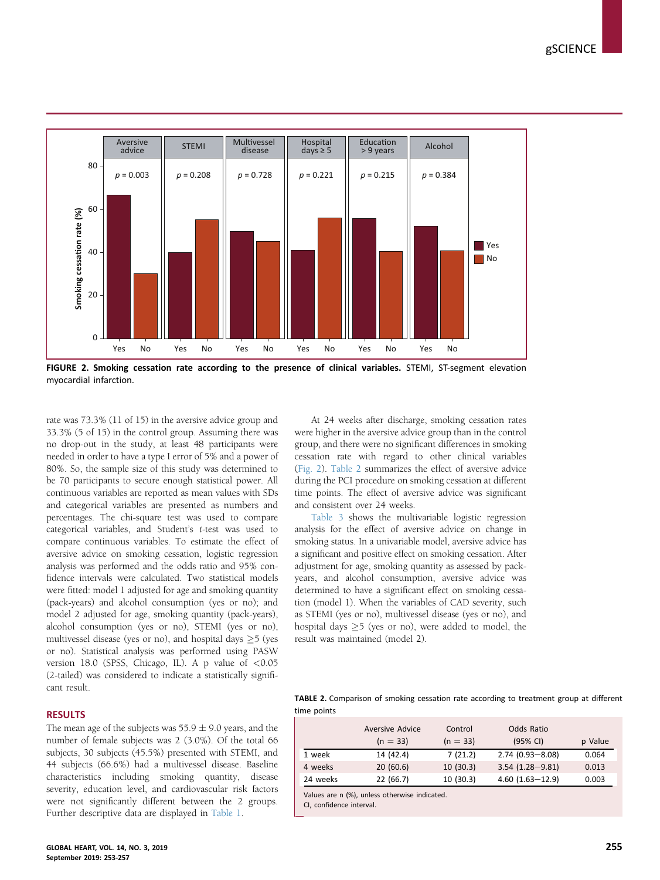FIGURE 2. **Smoking cessation rate according to the presence of clinical variables.** STEMI, ST-segment elevation myocardial infarction.

rate was 73.3% (11 of 15) in the aversive advice group and 33.3% (5 of 15) in the control group. Assuming there was no drop-out in the study, at least 48 participants were needed in order to have a type I error of 5% and a power of 80%. So, the sample size of this study was determined to be 70 participants to secure enough statistical power. All continuous variables are reported as mean values with SDs and categorical variables are presented as numbers and percentages. The chi-square test was used to compare categorical variables, and Student's *t*-test was used to compare continuous variables. To estimate the effect of aversive advice on smoking cessation, logistic regression analysis was performed and the odds ratio and 95% confidence intervals were calculated. Two statistical models were fitted: model 1 adjusted for age and smoking quantity (pack-years) and alcohol consumption (yes or no); and model 2 adjusted for age, smoking quantity (pack-years), alcohol consumption (yes or no), STEMI (yes or no), multivessel disease (yes or no), and hospital days $\geq$5 (yes or no). Statistical analysis was performed using PASW version 18.0 (SPSS, Chicago, IL). A p value of $<$0.05 (2-tailed) was considered to indicate a statistically significant result.

## RESULTS

The mean age of the subjects was $55.9 \pm 9.0$ years, and the number of female subjects was 2 (3.0%). Of the total 66 subjects, 30 subjects (45.5%) presented with STEMI, and 44 subjects (66.6%) had a multivessel disease. Baseline characteristics including smoking quantity, disease severity, education level, and cardiovascular risk factors were not significantly different between the 2 groups. Further descriptive data are displayed in Table 1.

At 24 weeks after discharge, smoking cessation rates were higher in the aversive advice group than in the control group, and there were no significant differences in smoking cessation rate with regard to other clinical variables (Fig. 2). Table 2 summarizes the effect of aversive advice during the PCI procedure on smoking cessation at different time points. The effect of aversive advice was significant and consistent over 24 weeks.

Table 3 shows the multivariable logistic regression analysis for the effect of aversive advice on change in smoking status. In a univariable model, aversive advice has a significant and positive effect on smoking cessation. After adjustment for age, smoking quantity as assessed by pack-years, and alcohol consumption, aversive advice was determined to have a significant effect on smoking cessation (model 1). When the variables of CAD severity, such as STEMI (yes or no), multivessel disease (yes or no), and hospital days $\geq$5 (yes or no), were added to model, the result was maintained (model 2).

**TABLE 2.** Comparison of smoking cessation rate according to treatment group at different time points

| | Aversive Advice (n = 33) | Control (n = 33) | Odds Ratio (95% CI) | p Value |
|---|---|---|---|---|
| 1 week | 14 (42.4) | 7 (21.2) | 2.74 (0.93–8.08) | 0.064 |
| 4 weeks | 20 (60.6) | 10 (30.3) | 3.54 (1.28–9.81) | 0.013 |
| 24 weeks | 22 (66.7) | 10 (30.3) | 4.60 (1.63–12.9) | 0.003 |

Values are n (%), unless otherwise indicated.
CI, confidence interval.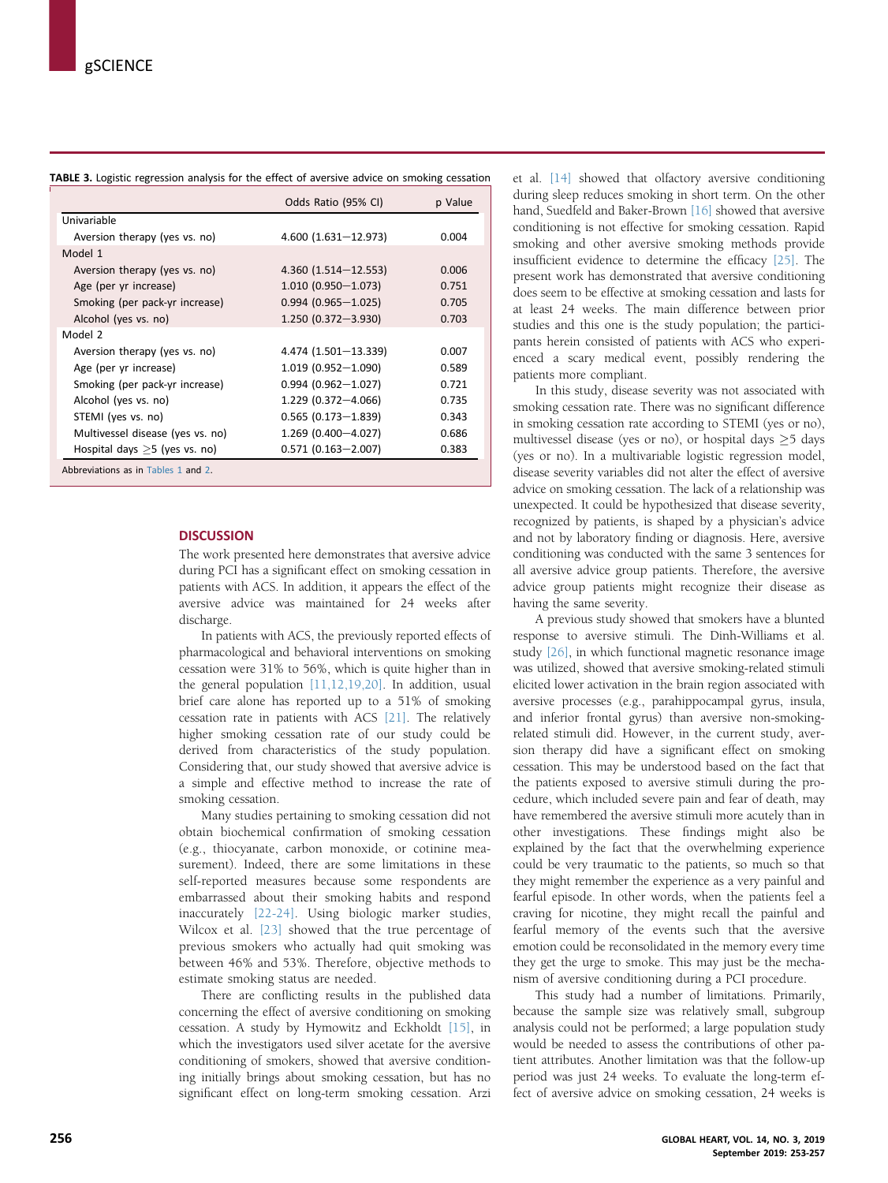**TABLE 3.** Logistic regression analysis for the effect of aversive advice on smoking cessation

| | Odds Ratio (95% CI) | p Value |
|---|---|---|
| Univariable | | |
| Aversion therapy (yes vs. no) | 4.600 (1.631–12.973) | 0.004 |
| Model 1 | | |
| Aversion therapy (yes vs. no) | 4.360 (1.514–12.553) | 0.006 |
| Age (per yr increase) | 1.010 (0.950–1.073) | 0.751 |
| Smoking (per pack-yr increase) | 0.994 (0.965–1.025) | 0.705 |
| Alcohol (yes vs. no) | 1.250 (0.372–3.930) | 0.703 |
| Model 2 | | |
| Aversion therapy (yes vs. no) | 4.474 (1.501–13.339) | 0.007 |
| Age (per yr increase) | 1.019 (0.952–1.090) | 0.589 |
| Smoking (per pack-yr increase) | 0.994 (0.962–1.027) | 0.721 |
| Alcohol (yes vs. no) | 1.229 (0.372–4.066) | 0.735 |
| STEMI (yes vs. no) | 0.565 (0.173–1.839) | 0.343 |
| Multivessel disease (yes vs. no) | 1.269 (0.400–4.027) | 0.686 |
| Hospital days ≥5 (yes vs. no) | 0.571 (0.163–2.007) | 0.383 |

Abbreviations as in Tables 1 and 2.

## DISCUSSION

The work presented here demonstrates that aversive advice during PCI has a significant effect on smoking cessation in patients with ACS. In addition, it appears the effect of the aversive advice was maintained for 24 weeks after discharge.

In patients with ACS, the previously reported effects of pharmacological and behavioral interventions on smoking cessation were 31% to 56%, which is quite higher than in the general population [11,12,19,20]. In addition, usual brief care alone has reported up to a 51% of smoking cessation rate in patients with ACS [21]. The relatively higher smoking cessation rate of our study could be derived from characteristics of the study population. Considering that, our study showed that aversive advice is a simple and effective method to increase the rate of smoking cessation.

Many studies pertaining to smoking cessation did not obtain biochemical confirmation of smoking cessation (e.g., thiocyanate, carbon monoxide, or cotinine measurement). Indeed, there are some limitations in these self-reported measures because some respondents are embarrassed about their smoking habits and respond inaccurately [22-24]. Using biologic marker studies, Wilcox et al. [23] showed that the true percentage of previous smokers who actually had quit smoking was between 46% and 53%. Therefore, objective methods to estimate smoking status are needed.

There are conflicting results in the published data concerning the effect of aversive conditioning on smoking cessation. A study by Hymowitz and Eckholdt [15], in which the investigators used silver acetate for the aversive conditioning of smokers, showed that aversive conditioning initially brings about smoking cessation, but has no significant effect on long-term smoking cessation. Arzi et al. [14] showed that olfactory aversive conditioning during sleep reduces smoking in short term. On the other hand, Suedfeld and Baker-Brown [16] showed that aversive conditioning is not effective for smoking cessation. Rapid smoking and other aversive smoking methods provide insufficient evidence to determine the efficacy [25]. The present work has demonstrated that aversive conditioning does seem to be effective at smoking cessation and lasts for at least 24 weeks. The main difference between prior studies and this one is the study population; the participants herein consisted of patients with ACS who experienced a scary medical event, possibly rendering the patients more compliant.

In this study, disease severity was not associated with smoking cessation rate. There was no significant difference in smoking cessation rate according to STEMI (yes or no), multivessel disease (yes or no), or hospital days ≥5 days (yes or no). In a multivariable logistic regression model, disease severity variables did not alter the effect of aversive advice on smoking cessation. The lack of a relationship was unexpected. It could be hypothesized that disease severity, recognized by patients, is shaped by a physician's advice and not by laboratory finding or diagnosis. Here, aversive conditioning was conducted with the same 3 sentences for all aversive advice group patients. Therefore, the aversive advice group patients might recognize their disease as having the same severity.

A previous study showed that smokers have a blunted response to aversive stimuli. The Dinh-Williams et al. study [26], in which functional magnetic resonance image was utilized, showed that aversive smoking-related stimuli elicited lower activation in the brain region associated with aversive processes (e.g., parahippocampal gyrus, insula, and inferior frontal gyrus) than aversive non-smoking-related stimuli did. However, in the current study, aversion therapy did have a significant effect on smoking cessation. This may be understood based on the fact that the patients exposed to aversive stimuli during the procedure, which included severe pain and fear of death, may have remembered the aversive stimuli more acutely than in other investigations. These findings might also be explained by the fact that the overwhelming experience could be very traumatic to the patients, so much so that they might remember the experience as a very painful and fearful episode. In other words, when the patients feel a craving for nicotine, they might recall the painful and fearful memory of the events such that the aversive emotion could be reconsolidated in the memory every time they get the urge to smoke. This may just be the mechanism of aversive conditioning during a PCI procedure.

This study had a number of limitations. Primarily, because the sample size was relatively small, subgroup analysis could not be performed; a large population study would be needed to assess the contributions of other patient attributes. Another limitation was that the follow-up period was just 24 weeks. To evaluate the long-term effect of aversive advice on smoking cessation, 24 weeks is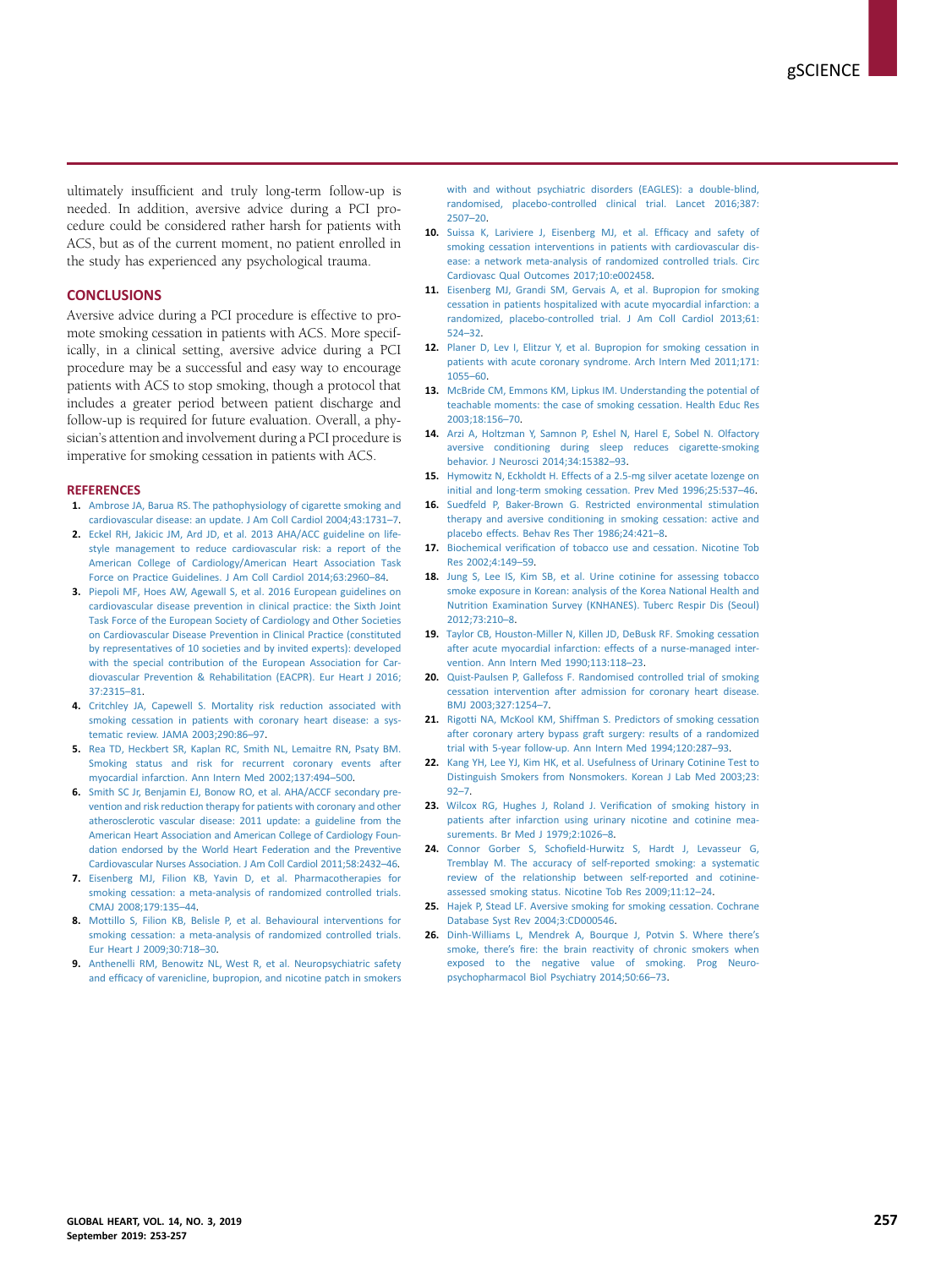ultimately insufficient and truly long-term follow-up is needed. In addition, aversive advice during a PCI procedure could be considered rather harsh for patients with ACS, but as of the current moment, no patient enrolled in the study has experienced any psychological trauma.

## CONCLUSIONS

Aversive advice during a PCI procedure is effective to promote smoking cessation in patients with ACS. More specifically, in a clinical setting, aversive advice during a PCI procedure may be a successful and easy way to encourage patients with ACS to stop smoking, though a protocol that includes a greater period between patient discharge and follow-up is required for future evaluation. Overall, a physician's attention and involvement during a PCI procedure is imperative for smoking cessation in patients with ACS.

## REFERENCES

1. Ambrose JA, Barua RS. The pathophysiology of cigarette smoking and cardiovascular disease: an update. J Am Coll Cardiol 2004;43:1731–7.
2. Eckel RH, Jakicic JM, Ard JD, et al. 2013 AHA/ACC guideline on lifestyle management to reduce cardiovascular risk: a report of the American College of Cardiology/American Heart Association Task Force on Practice Guidelines. J Am Coll Cardiol 2014;63:2960–84.
3. Piepoli MF, Hoes AW, Agewall S, et al. 2016 European guidelines on cardiovascular disease prevention in clinical practice: the Sixth Joint Task Force of the European Society of Cardiology and Other Societies on Cardiovascular Disease Prevention in Clinical Practice (constituted by representatives of 10 societies and by invited experts): developed with the special contribution of the European Association for Cardiovascular Prevention & Rehabilitation (EACPR). Eur Heart J 2016;37:2315–81.
4. Critchley JA, Capewell S. Mortality risk reduction associated with smoking cessation in patients with coronary heart disease: a systematic review. JAMA 2003;290:86–97.
5. Rea TD, Heckbert SR, Kaplan RC, Smith NL, Lemaitre RN, Psaty BM. Smoking status and risk for recurrent coronary events after myocardial infarction. Ann Intern Med 2002;137:494–500.
6. Smith SC Jr, Benjamin EJ, Bonow RO, et al. AHA/ACCF secondary prevention and risk reduction therapy for patients with coronary and other atherosclerotic vascular disease: 2011 update: a guideline from the American Heart Association and American College of Cardiology Foundation endorsed by the World Heart Federation and the Preventive Cardiovascular Nurses Association. J Am Coll Cardiol 2011;58:2432–46.
7. Eisenberg MJ, Filion KB, Yavin D, et al. Pharmacotherapies for smoking cessation: a meta-analysis of randomized controlled trials. CMAJ 2008;179:135–44.
8. Mottillo S, Filion KB, Belisle P, et al. Behavioural interventions for smoking cessation: a meta-analysis of randomized controlled trials. Eur Heart J 2009;30:718–30.
9. Anthenelli RM, Benowitz NL, West R, et al. Neuropsychiatric safety and efficacy of varenicline, bupropion, and nicotine patch in smokers with and without psychiatric disorders (EAGLES): a double-blind, randomised, placebo-controlled clinical trial. Lancet 2016;387:2507–20.
10. Suissa K, Lariviere J, Eisenberg MJ, et al. Efficacy and safety of smoking cessation interventions in patients with cardiovascular disease: a network meta-analysis of randomized controlled trials. Circ Cardiovasc Qual Outcomes 2017;10:e002458.
11. Eisenberg MJ, Grandi SM, Gervais A, et al. Bupropion for smoking cessation in patients hospitalized with acute myocardial infarction: a randomized, placebo-controlled trial. J Am Coll Cardiol 2013;61:524–32.
12. Planer D, Lev I, Elitzur Y, et al. Bupropion for smoking cessation in patients with acute coronary syndrome. Arch Intern Med 2011;171:1055–60.
13. McBride CM, Emmons KM, Lipkus IM. Understanding the potential of teachable moments: the case of smoking cessation. Health Educ Res 2003;18:156–70.
14. Arzi A, Holtzman Y, Samnon P, Eshel N, Harel E, Sobel N. Olfactory aversive conditioning during sleep reduces cigarette-smoking behavior. J Neurosci 2014;34:15382–93.
15. Hymowitz N, Eckholdt H. Effects of a 2.5-mg silver acetate lozenge on initial and long-term smoking cessation. Prev Med 1996;25:537–46.
16. Suedfeld P, Baker-Brown G. Restricted environmental stimulation therapy and aversive conditioning in smoking cessation: active and placebo effects. Behav Res Ther 1986;24:421–8.
17. Biochemical verification of tobacco use and cessation. Nicotine Tob Res 2002;4:149–59.
18. Jung S, Lee IS, Kim SB, et al. Urine cotinine for assessing tobacco smoke exposure in Korean: analysis of the Korea National Health and Nutrition Examination Survey (KNHANES). Tuberc Respir Dis (Seoul) 2012;73:210–8.
19. Taylor CB, Houston-Miller N, Killen JD, DeBusk RF. Smoking cessation after acute myocardial infarction: effects of a nurse-managed intervention. Ann Intern Med 1990;113:118–23.
20. Quist-Paulsen P, Gallefoss F. Randomised controlled trial of smoking cessation intervention after admission for coronary heart disease. BMJ 2003;327:1254–7.
21. Rigotti NA, McKool KM, Shiffman S. Predictors of smoking cessation after coronary artery bypass graft surgery: results of a randomized trial with 5-year follow-up. Ann Intern Med 1994;120:287–93.
22. Kang YH, Lee YJ, Kim HK, et al. Usefulness of Urinary Cotinine Test to Distinguish Smokers from Nonsmokers. Korean J Lab Med 2003;23:92–7.
23. Wilcox RG, Hughes J, Roland J. Verification of smoking history in patients after infarction using urinary nicotine and cotinine measurements. Br Med J 1979;2:1026–8.
24. Connor Gorber S, Schofield-Hurwitz S, Hardt J, Levasseur G, Tremblay M. The accuracy of self-reported smoking: a systematic review of the relationship between self-reported and cotinine-assessed smoking status. Nicotine Tob Res 2009;11:12–24.
25. Hajek P, Stead LF. Aversive smoking for smoking cessation. Cochrane Database Syst Rev 2004;3:CD000546.
26. Dinh-Williams L, Mendrek A, Bourque J, Potvin S. Where there's smoke, there's fire: the brain reactivity of chronic smokers when exposed to the negative value of smoking. Prog Neuro-psychopharmacol Biol Psychiatry 2014;50:66–73.